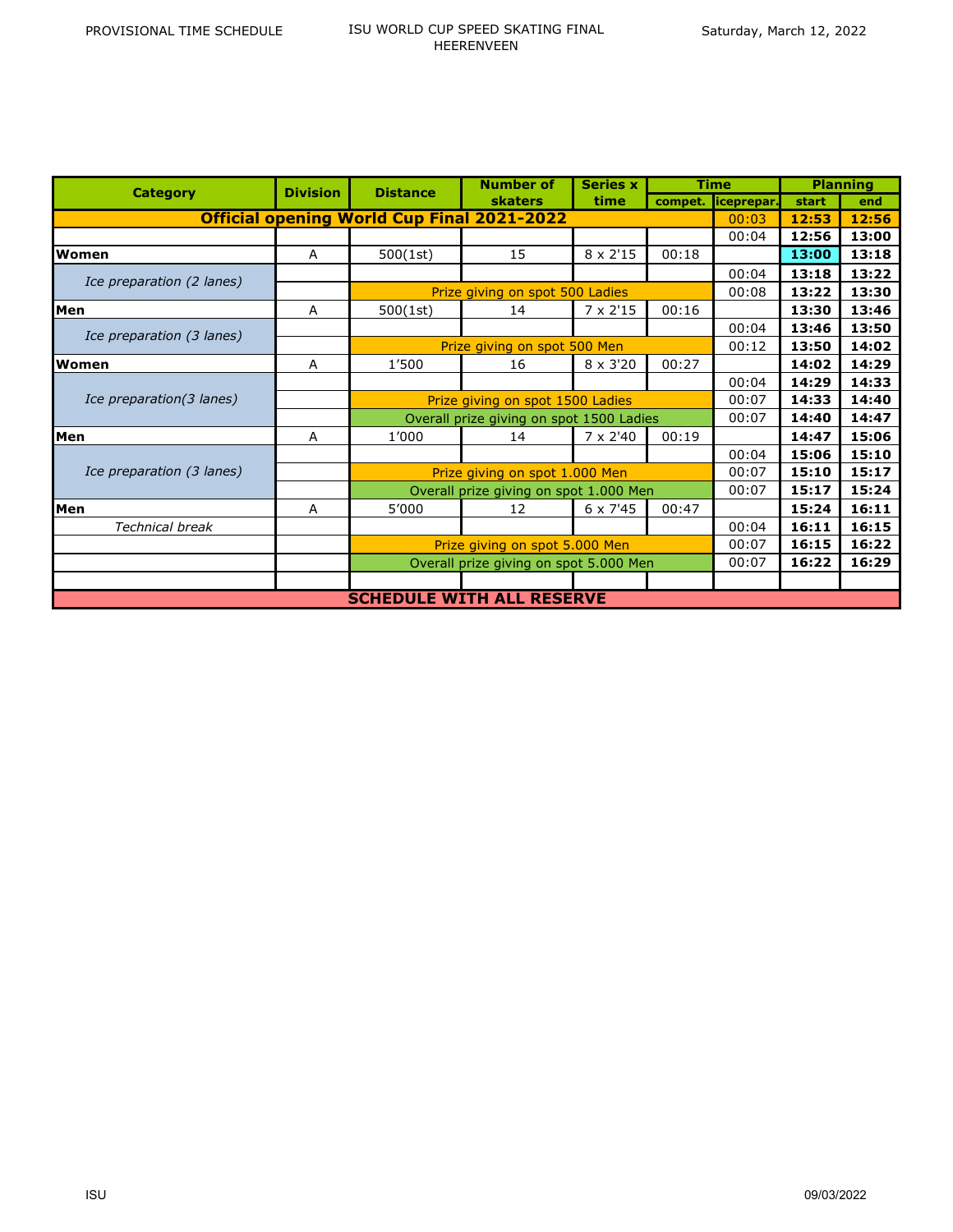PROVISIONAL TIME SCHEDULE

# ISU WORLD CUP SPEED SKATING FINAL HEERENVEEN

Saturday, March 12, 2022

| Category | Division | Distance | Number of skaters | Series x time | Time | | Planning | |
|---|---|---|---|---|---|---|---|---|
| | | | | | compet. | iceprepar. | start | end |
| **Official opening World Cup Final 2021-2022** | | | | | | 00:03 | **12:53** | **12:56** |
| | | | | | | 00:04 | **12:56** | **13:00** |
| **Women** | A | 500(1st) | 15 | 8 x 2'15 | 00:18 | | **13:00** | **13:18** |
| *Ice preparation (2 lanes)* | | | | | | 00:04 | **13:18** | **13:22** |
| | | Prize giving on spot 500 Ladies | | | | 00:08 | **13:22** | **13:30** |
| **Men** | A | 500(1st) | 14 | 7 x 2'15 | 00:16 | | **13:30** | **13:46** |
| *Ice preparation (3 lanes)* | | | | | | 00:04 | **13:46** | **13:50** |
| | | Prize giving on spot 500 Men | | | | 00:12 | **13:50** | **14:02** |
| **Women** | A | 1'500 | 16 | 8 x 3'20 | 00:27 | | **14:02** | **14:29** |
| *Ice preparation(3 lanes)* | | | | | | 00:04 | **14:29** | **14:33** |
| | | Prize giving on spot 1500 Ladies | | | | 00:07 | **14:33** | **14:40** |
| | | Overall prize giving on spot 1500 Ladies | | | | 00:07 | **14:40** | **14:47** |
| **Men** | A | 1'000 | 14 | 7 x 2'40 | 00:19 | | **14:47** | **15:06** |
| *Ice preparation (3 lanes)* | | | | | | 00:04 | **15:06** | **15:10** |
| | | Prize giving on spot 1.000 Men | | | | 00:07 | **15:10** | **15:17** |
| | | Overall prize giving on spot 1.000 Men | | | | 00:07 | **15:17** | **15:24** |
| **Men** | A | 5'000 | 12 | 6 x 7'45 | 00:47 | | **15:24** | **16:11** |
| *Technical break* | | | | | | 00:04 | **16:11** | **16:15** |
| | | Prize giving on spot 5.000 Men | | | | 00:07 | **16:15** | **16:22** |
| | | Overall prize giving on spot 5.000 Men | | | | 00:07 | **16:22** | **16:29** |
| | | | | | | | | |
| **SCHEDULE WITH ALL RESERVE** | | | | | | | | |

ISU

09/03/2022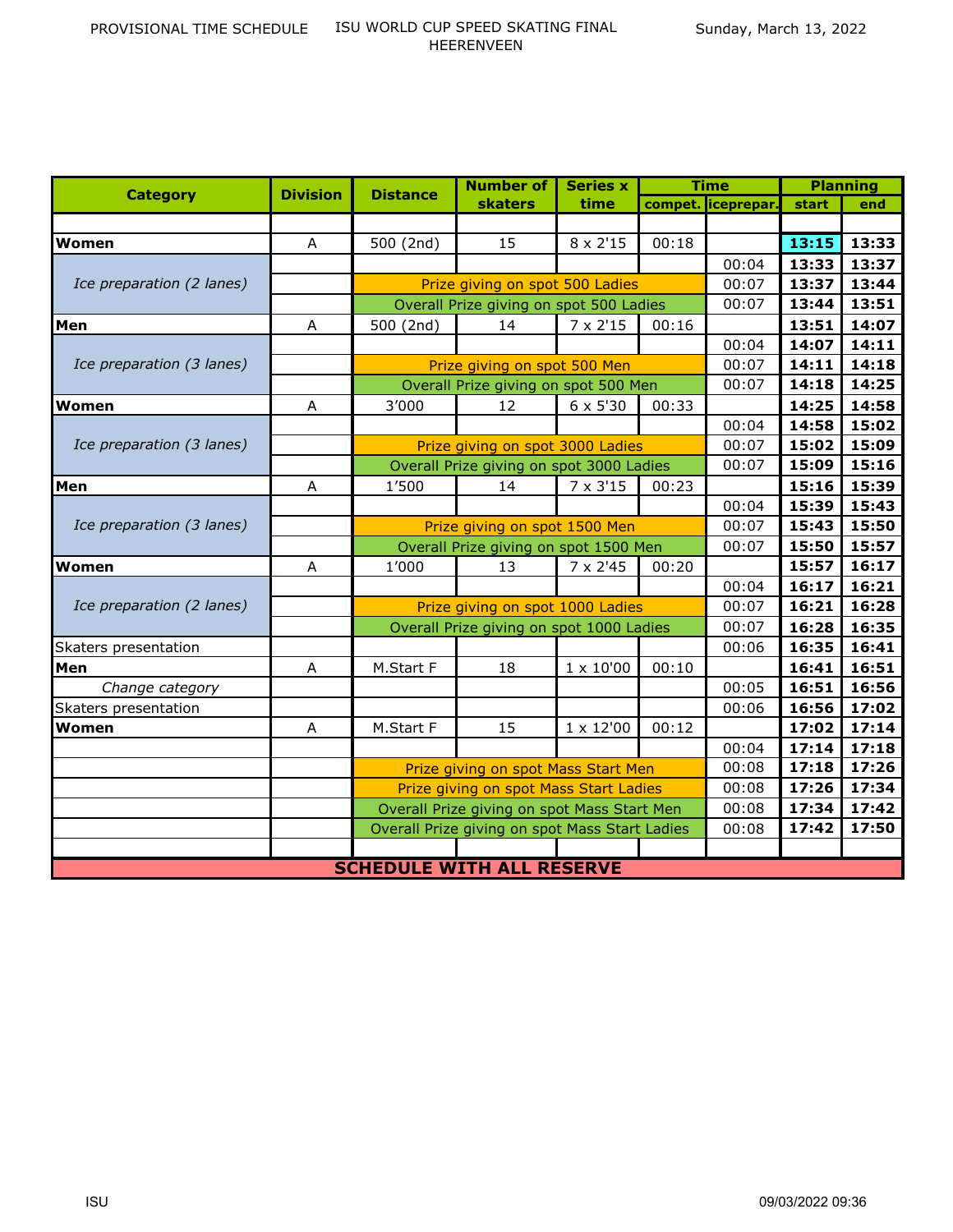PROVISIONAL TIME SCHEDULE

ISU WORLD CUP SPEED SKATING FINAL HEERENVEEN

Sunday, March 13, 2022

| Category | Division | Distance | Number of skaters | Series x time | Time | | Planning | |
|---|---|---|---|---|---|---|---|---|
| | | | | | compet. | iceprepar. | start | end |
| | | | | | | | | |
| **Women** | A | 500 (2nd) | 15 | 8 x 2'15 | 00:18 | | **13:15** | **13:33** |
| *Ice preparation (2 lanes)* | | | | | | 00:04 | **13:33** | **13:37** |
| | | Prize giving on spot 500 Ladies | | | | 00:07 | **13:37** | **13:44** |
| | | Overall Prize giving on spot 500 Ladies | | | | 00:07 | **13:44** | **13:51** |
| **Men** | A | 500 (2nd) | 14 | 7 x 2'15 | 00:16 | | **13:51** | **14:07** |
| *Ice preparation (3 lanes)* | | | | | | 00:04 | **14:07** | **14:11** |
| | | Prize giving on spot 500 Men | | | | 00:07 | **14:11** | **14:18** |
| | | Overall Prize giving on spot 500 Men | | | | 00:07 | **14:18** | **14:25** |
| **Women** | A | 3'000 | 12 | 6 x 5'30 | 00:33 | | **14:25** | **14:58** |
| *Ice preparation (3 lanes)* | | | | | | 00:04 | **14:58** | **15:02** |
| | | Prize giving on spot 3000 Ladies | | | | 00:07 | **15:02** | **15:09** |
| | | Overall Prize giving on spot 3000 Ladies | | | | 00:07 | **15:09** | **15:16** |
| **Men** | A | 1'500 | 14 | 7 x 3'15 | 00:23 | | **15:16** | **15:39** |
| *Ice preparation (3 lanes)* | | | | | | 00:04 | **15:39** | **15:43** |
| | | Prize giving on spot 1500 Men | | | | 00:07 | **15:43** | **15:50** |
| | | Overall Prize giving on spot 1500 Men | | | | 00:07 | **15:50** | **15:57** |
| **Women** | A | 1'000 | 13 | 7 x 2'45 | 00:20 | | **15:57** | **16:17** |
| *Ice preparation (2 lanes)* | | | | | | 00:04 | **16:17** | **16:21** |
| | | Prize giving on spot 1000 Ladies | | | | 00:07 | **16:21** | **16:28** |
| | | Overall Prize giving on spot 1000 Ladies | | | | 00:07 | **16:28** | **16:35** |
| Skaters presentation | | | | | | 00:06 | **16:35** | **16:41** |
| **Men** | A | M.Start F | 18 | 1 x 10'00 | 00:10 | | **16:41** | **16:51** |
| *Change category* | | | | | | 00:05 | **16:51** | **16:56** |
| Skaters presentation | | | | | | 00:06 | **16:56** | **17:02** |
| **Women** | A | M.Start F | 15 | 1 x 12'00 | 00:12 | | **17:02** | **17:14** |
| | | | | | | 00:04 | **17:14** | **17:18** |
| | | Prize giving on spot Mass Start Men | | | | 00:08 | **17:18** | **17:26** |
| | | Prize giving on spot Mass Start Ladies | | | | 00:08 | **17:26** | **17:34** |
| | | Overall Prize giving on spot Mass Start Men | | | | 00:08 | **17:34** | **17:42** |
| | | Overall Prize giving on spot Mass Start Ladies | | | | 00:08 | **17:42** | **17:50** |
| | | | | | | | | |
| **SCHEDULE WITH ALL RESERVE** | | | | | | | | |

ISU

09/03/2022 09:36